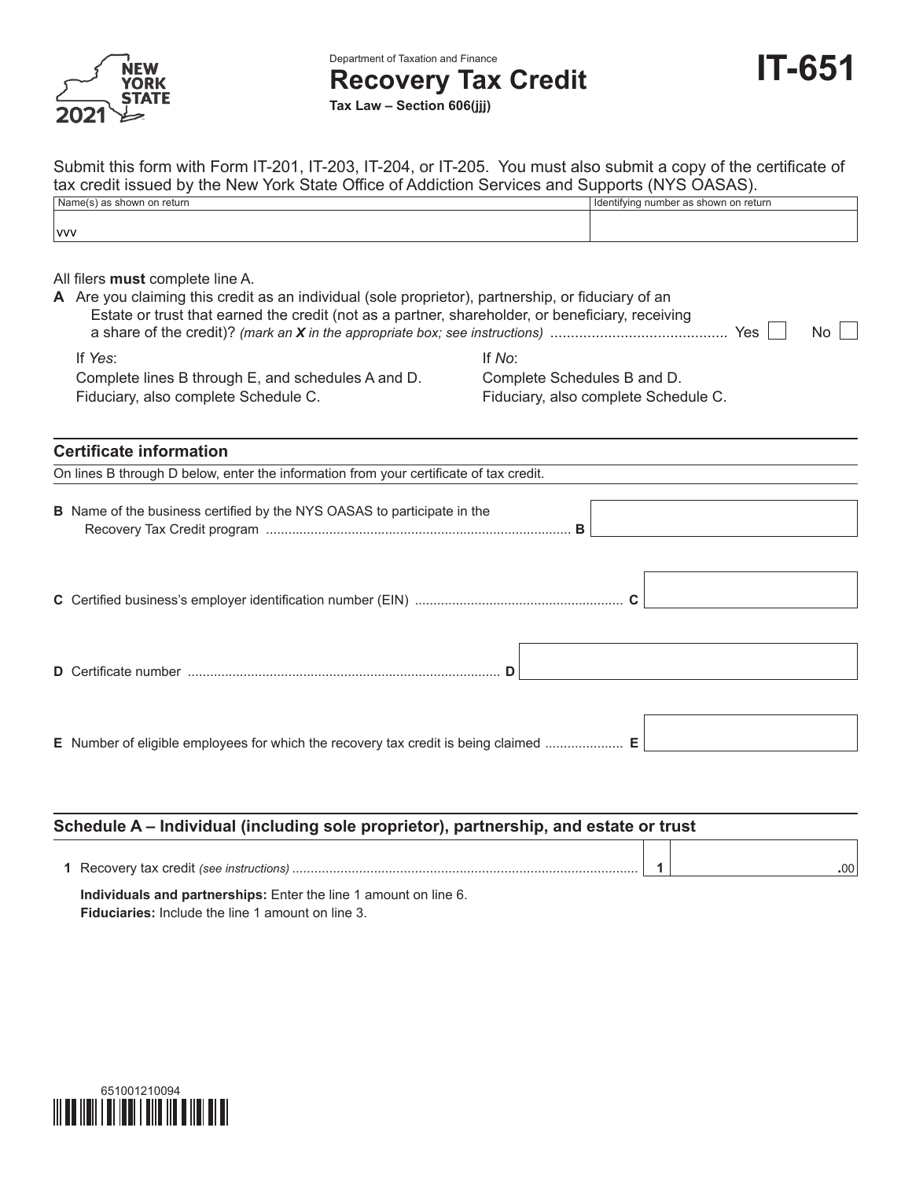Department of Taxation and Finance

# Recovery Tax Credit

**Tax Law – Section 606(jjj)**

# IT-651

NEW YORK STATE 2021

Submit this form with Form IT-201, IT-203, IT-204, or IT-205. You must also submit a copy of the certificate of tax credit issued by the New York State Office of Addiction Services and Supports (NYS OASAS).

| Name(s) as shown on return | Identifying number as shown on return |
|---|---|
| vvv | |

All filers **must** complete line A.

**A** Are you claiming this credit as an individual (sole proprietor), partnership, or fiduciary of an Estate or trust that earned the credit (not as a partner, shareholder, or beneficiary, receiving a share of the credit)? *(mark an **X** in the appropriate box; see instructions)* .......................................... Yes ☐ No ☐

If *Yes*:
Complete lines B through E, and schedules A and D.
Fiduciary, also complete Schedule C.

If *No*:
Complete Schedules B and D.
Fiduciary, also complete Schedule C.

## Certificate information

On lines B through D below, enter the information from your certificate of tax credit.

**B** Name of the business certified by the NYS OASAS to participate in the Recovery Tax Credit program ................................................................................ **B**

**C** Certified business's employer identification number (EIN) ....................................................... **C**

**D** Certificate number ................................................................................... **D**

**E** Number of eligible employees for which the recovery tax credit is being claimed ..................... **E**

## Schedule A – Individual (including sole proprietor), partnership, and estate or trust

**1** Recovery tax credit *(see instructions)* ........................................................................................... **1** .00

**Individuals and partnerships:** Enter the line 1 amount on line 6.
**Fiduciaries:** Include the line 1 amount on line 3.

651001210094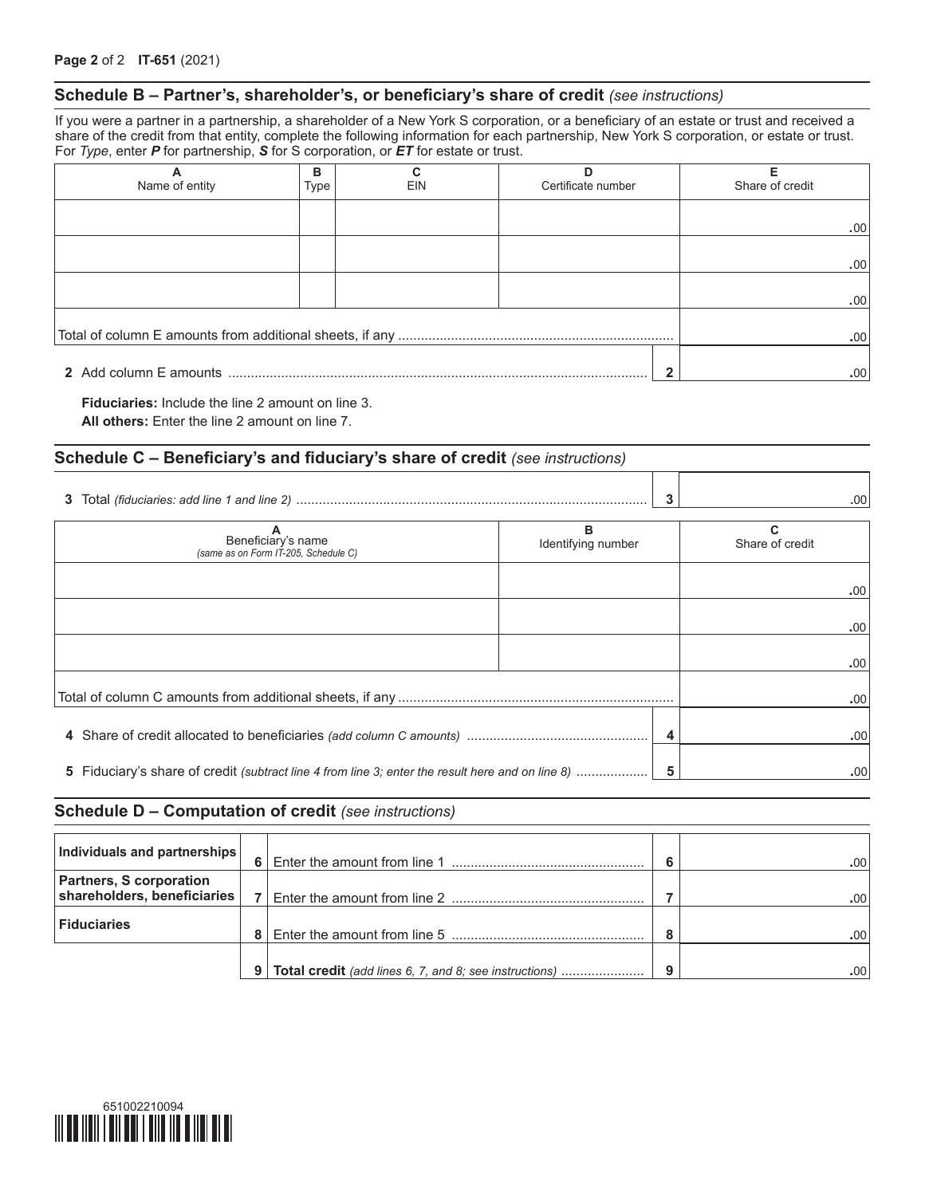## Schedule B – Partner's, shareholder's, or beneficiary's share of credit *(see instructions)*

If you were a partner in a partnership, a shareholder of a New York S corporation, or a beneficiary of an estate or trust and received a share of the credit from that entity, complete the following information for each partnership, New York S corporation, or estate or trust. For *Type*, enter ***P*** for partnership, ***S*** for S corporation, or ***ET*** for estate or trust.

| A<br>Name of entity | B<br>Type | C<br>EIN | D<br>Certificate number | | E<br>Share of credit |
|---|---|---|---|---|---|
| | | | | | .00 |
| | | | | | .00 |
| | | | | | .00 |
| Total of column E amounts from additional sheets, if any | | | | | .00 |
| **2** Add column E amounts | | | | **2** | .00 |

**Fiduciaries:** Include the line 2 amount on line 3.
**All others:** Enter the line 2 amount on line 7.

## Schedule C – Beneficiary's and fiduciary's share of credit *(see instructions)*

| | | |
|---|---|---|
| **3** Total *(fiduciaries: add line 1 and line 2)* | **3** | .00 |

| A<br>Beneficiary's name<br>*(same as on Form IT-205, Schedule C)* | B<br>Identifying number | | C<br>Share of credit |
|---|---|---|---|
| | | | .00 |
| | | | .00 |
| | | | .00 |
| Total of column C amounts from additional sheets, if any | | | .00 |
| **4** Share of credit allocated to beneficiaries *(add column C amounts)* | | **4** | .00 |
| **5** Fiduciary's share of credit *(subtract line 4 from line 3; enter the result here and on line 8)* | | **5** | .00 |

## Schedule D – Computation of credit *(see instructions)*

| | | | | |
|---|---|---|---|---|
| **Individuals and partnerships** | **6** | Enter the amount from line 1 | **6** | .00 |
| **Partners, S corporation shareholders, beneficiaries** | **7** | Enter the amount from line 2 | **7** | .00 |
| **Fiduciaries** | **8** | Enter the amount from line 5 | **8** | .00 |
| | **9** | **Total credit** *(add lines 6, 7, and 8; see instructions)* | **9** | .00 |

651002210094